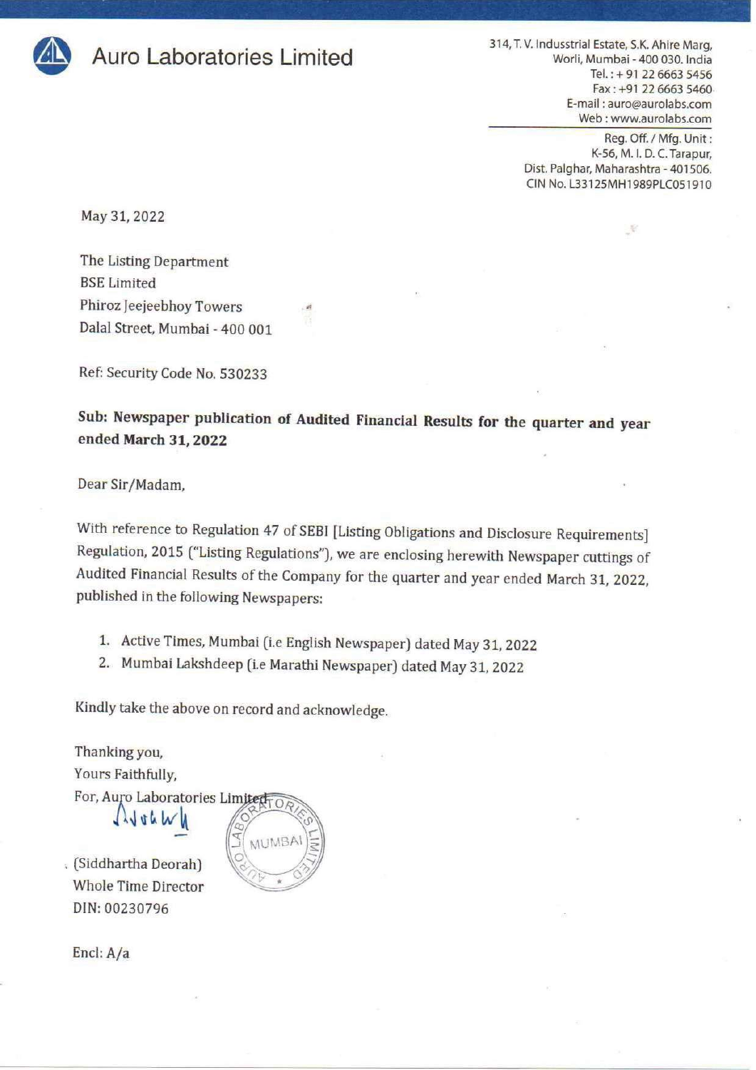# Auro Laboratories Limited

314, T. V. Industrial Estate, S.K. Ahire Marg,
Worli, Mumbai - 400 030. India
Tel.: + 91 22 6663 5456
Fax : +91 22 6663 5460
E-mail : auro@aurolabs.com
Web : www.aurolabs.com

Reg. Off. / Mfg. Unit :
K-56, M. I. D. C. Tarapur,
Dist. Palghar, Maharashtra - 401506.
CIN No. L33125MH1989PLC051910

May 31, 2022

The Listing Department
BSE Limited
Phiroz Jeejeebhoy Towers
Dalal Street, Mumbai - 400 001

Ref: Security Code No. 530233

**Sub: Newspaper publication of Audited Financial Results for the quarter and year ended March 31, 2022**

Dear Sir/Madam,

With reference to Regulation 47 of SEBI [Listing Obligations and Disclosure Requirements] Regulation, 2015 ("Listing Regulations"), we are enclosing herewith Newspaper cuttings of Audited Financial Results of the Company for the quarter and year ended March 31, 2022, published in the following Newspapers:

1. Active Times, Mumbai (i.e English Newspaper) dated May 31, 2022
2. Mumbai Lakshdeep (i.e Marathi Newspaper) dated May 31, 2022

Kindly take the above on record and acknowledge.

Thanking you,
Yours Faithfully,
For, Auro Laboratories Limited

(Siddhartha Deorah)
Whole Time Director
DIN: 00230796

Encl: A/a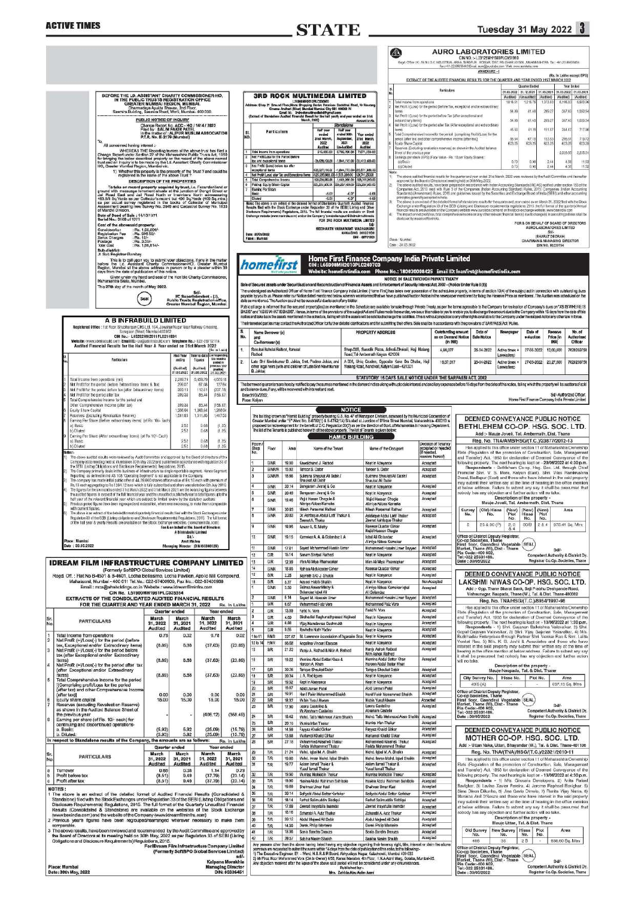# AURO LABORATORIES LIMITED

CIN NO. : L33125MH1989PLC051910

Regd. Office : K-56, M.I.D.C. INDUSTRIAL AREA, TARAPUR - BOISAR, DIST. PALGHAR 401506, MAHARASHTRA. Tel.: 91-22-66635456 Fax: 91-22-66635460 Email: auro@aurolabs.com Web: www.aurolabs.com

ANNEXURE - I

(Rs. In Lakhs except EPS)

EXTRACT OF THE AUDITED FINANCIAL RESULTS FOR THE QUARTER AND YEAR ENDED 31ST MARCH 2022

| Sr. No. | Particulars | Quarter Ended 31.03.2022 (Audited) | Quarter Ended 31.12.2021 (Unaudited) | Quarter Ended 31.03.2021 (Audited) | Year Ended 31.03.2022 (Audited) | Year Ended 31.03.2021 (Audited) |
|---|---|---|---|---|---|---|
| 1 | Total income from operations | 1816.51 | 1216.76 | 1,313.65 | 6,195.53 | 5,500.06 |
| 2 | Net Profit / (Loss) for the period (before Tax, exceptional and/or extraordinary items) | 56.39 | 81.48 | 269.27 | 387.40 | 1,050.54 |
| 3 | Net Profit / (Loss) for the period before Tax (after exceptional and extraordinary items) | 56.39 | 81.48 | 269.27 | 387.40 | 1,050.54 |
| 4 | Net Profit / (Loss) for the period after Tax (after exceptional and extraordinary items) | 45.50 | 61.19 | 151.57 | 284.47 | 717.86 |
| 5 | Total Comprehensive Income for the period [comprising Profit/(Loss) for the period (after tax) and other comprehensive income (after tax)] | 36.64 | 67.10 | 153.53 | 285.01 | 719.72 |
| 6 | Equity Share Capital | 623.25 | 623.25 | 623.25 | 623.25 | 623.25 |
| 7 | Reserves (Excluding revaluation reserves) as shown in the Audited balance Sheet of the previous year | | | | 2,820.59 | 2,535.01 |
| 8 | Earnings per share (EPS) (Face Value - Rs. 10 per Equity Shares) | | | | | |
| | (a) Basic | 0.73 | 0.98 | 2.44 | 4.56 | 11.52 |
| | (b) Diluted | 0.73 | 0.98 | 2.44 | 4.56 | 11.52 |

Note:

1) The above audited financial results for the quarter and year ended 31st March 2022 were reviewed by the Audit Committee and thereafter approved by the Board of Directors at meeting held on 30th May, 2022.

2) The above audited results, have been prepared in accordance with Indian Accounting Standards (IND AS) notified under section 133 of the Companies Act, 2013 read with Rule 3 of the Companies (Indian Accounting Standards) Rules, 2015 Companies (Indian Accounting Standards) (Amendment) Rules, 2016 and guidelines issued by the Securities and Exchange Board of India (SEBI) and other accounting principles generally accepted in India.

3) The above is an extract of the detailed format of standalone results for the quarter and year ended on March 31, 2022 filed with the Stock Exchanges under Regulation 33 of the SEBI (Listing and Other Disclosure Requirements) Regulations, 2015. The full format of the financial results are available on the Company website www.aurolabs.com and on the stock exchange website, www.bseindia.com

4) The Indian Accounting Standards (Ind AS) total comprehensive income or any other relevant financial item(s) due to change(s) in accounting policies shall be disclosed by means of footnote.

FOR & ON BEHALF OF BOARD OF DIRECTORS
AURO LABORATORIES LIMITED
Sd/-
SHARAT DEORAH
CHAIRMAN & MANAGING DIRECTOR
DIN NO. 00230784

Place : Mumbai
Date : 30.05.2022

---

## BEFORE THE LD. ASSISTANT CHARITY COMMISSIONER-HQ, IN THE PUBLIC TRUSTS REGISTRATION OFFICE GREATER MUMBAI REGION, MUMBAI.

Dharmadaya Ayukta Bhavan, 2nd Floor, Sasmira Building, Sasmira Road, Worli, Mumbai- 400 030.

### PUBLIC NOTICE OF INQUIRY

Change Report No. ACC - HQ / 1414 / 2022
Filed by : SALIM FAKIR PATEL
In the matter of : ALIPUR MUSLIM ASSOCIATION
P.T.R. No. E-2179 (Mumbai)

To,
All concerned having interest :

WHEREAS THE Reporting trustee of the above trust has filed a Change Report under Section 22 of the Maharashtra Public Trusts Act, 1950 for bringing the below described property on the record of the above named trust and an inquiry is to be made by the Ld. Assistant Charity Commissioner HQ, Greater Mumbai Region, Mumbai viz.

1) Whether this property is the property of the Trust ? and could be registered in the name of the above Trust ?

**DESCRIPTION OF THE PROPERTIES**

To take on record property acquired by trust, i.e. Freehold land or ground with messuage tenement situate at the junction of Dongri Street or Jail Road East and Jail Road North or Imambara North admeasuring 463.59 Sq.Yards as per Collector's record but 490 Sq.Yards (409 Sq.mtrs.) as per actual survey registered in the Books of Collector of Municipal Assessment bearing New Survey No. 3946 and Cadastral Survey No. 1833 of Mandvi Division.

Date of Deed of Sale :- 11/10/1971
Serial No. : 3188 of 1971

Cost of the aforesaid property:

Consideration : Rs. 1,55,000/-
Registration Fee : Rs. 596.50/-
Xerox Charges : Rs. 12/-
Postage : Rs. 3.50/-
Total Cost : Rs. 1,56,614/-

Sub district:
Jt. Sub Registrar-Bombay

This is to call upon you to submit your objections, if any in the matter before the Ld. Assistant Charity Commissioner-HQ, Greater Mumbai Region, Mumbai at the above address in person or by a pleader within 30 days from the date of publication of this notice.

Given under my hand and seal of the Hon'ble Charity Commissioner, Maharashtra State, Mumbai.

This 27th day of the month of May 2022.

(SEAL)

Sd/-
I/C Superintendent - (J),
Public Trusts Registration office,
Greater Mumbai Region, Mumbai.

---

# 3RD ROCK MULTIMEDIA LIMITED

CIN: L74999MH1997PLC220091

Address: Shop 17, Ground Floor, Morya Shopping Centre, Premises Datta Mandir Road, Nr Pawarwadi, Cinema Andheri (West) Mumbai Mumbai City MH 400058 IN
Email Id.: 3rdrockmultimedia@gmail.com

(Extract of Standalone Audited Financial Result for the half yearly and year ended on 31st March, 2022) Amount in Rs.

| Sl. No. | Particulars | Half year ended 31st March, 2022 Audited | Half year ended 30th September, 2021 Un-Audited | Year ended 31st March, 2022 Audited |
|---|---|---|---|---|
| 1 | Total income from operations | 315,000.00 | 6,792,836.00 | 7,071,639.00 |
| 2 | Net Profit/(Loss) for the Period (before tax and exceptional items | -3,036,128.00 | -1,846,772.00 | -22,413,938.00 |
| 3 | Net Profit/ (Loss) before tax after exceptional items | -122,287,116.00 | -1,846,772.00 | -124,571,368.00 |
| 4 | Net Profit/ Loss after Tax and Exceptional items | -122,283,965.00 | -1,570,256.00 | -124,741,288.00 |
| 5 | Total Comprehensive Income | -122,283,965.00 | -1,569,368.00 | -126,741,288.00 |
| 6 | Paid up Equity Share Capital | 222,297,000.00 | 222,297,000.00 | 222,297,000.00 |
| 7 | Earning Per Share | | | |
| | Basic | -5.03 | -4.06 | -5.69 |
| | Diluted | -5.03 | -4.06 | -5.69 |

Notes: The above is an extract of the detailed format of Standalone Quarterly Audited Financial Results filed with the Stock Exchange under Regulation 33 of the SEBI (Listing and Other Disclosure Requirements) Regulations, 2015. The full financial results are available on Stock Exchange website (www.bseindia.com) and on the Company's website www.3rdrockmultimedia.com

FOR 3RD ROCK MULTIMEDIA LIMITED
Sd/-
SIDDHARTH YASHAWANT WADHAMARE
MANAGING DIRECTOR
DIN : 08701805

Date: 30/05/2022
Place : Mumbai

---

# A B INFRABUILD LIMITED

Registered Office : 1st Floor Bhudhanagar CHS Ltd. 104, Jawahar Nagar Near Railway Crossing, Goregaon (West) Mumbai 400062
CIN No.: L45202MH2011PLC214834
Website: www.abinfrabuild.com Email ID.: cs@abinfrabuild.com Telephone No.: 022-28712114
Audited Financial Results for the Half Year & Year ended on 31st March 2022

(Rs. In Lakhs)

| Sl. No. | Particulars | Half Year ended 31.03.2022 (Audited) | Year to date figures 31.03.2022 (Audited) | Corresponding Six months ended in previous year 31.03.2021 (Audited) |
|---|---|---|---|---|
| 1 | Total Income from operations (net) | 2,248.74 | 5,458.79 | 4,029.18 |
| 2 | Net Profit for the period (before Extraordinary Items & Tax) | 299.07 | 67.98 | 127.64 |
| 3 | Net Profit for the period before tax (after Extraordinary items) | 393.10 | 112.51 | (237.78) |
| 4 | Net Profit for the period after tax | 319.38 | 85.44 | (158.97) |
| 5 | Total Comprehensive Income for the period and Other Comprehensive Income (after tax) | 319.38 | 85.44 | (158.97) |
| 6 | Equity Share Capital | 1,266.04 | 1,266.04 | 1,266.04 |
| 7 | Reserves (Excluding Revaluation Reserves) | 1,241.93 | 1,241.93 | 1,417.03 |
| 8 | Earning Per Share (before extraordinary items) (of Rs. 10/- Each) | | | |
| | a) Basic | 2.52 | 0.68 | (1.25) |
| | b) Diluted | 2.52 | 0.68 | (1.25) |
| 9 | Earning Per Share (After extraordinary items) (of Rs 10/- Each) | | | |
| | a) Basic | 2.52 | 0.68 | (1.25) |
| | b) Diluted | 2.52 | 0.68 | (1.25) |

Notes :

1) The above audited results were reviewed by Audit Committee and approved by the Board of directors of the Company at its meeting held at Mumbai on 30th May 2022 and published in accordance with regulation 33 of the SEBI (Listing Obligations and Disclosure Requirements) Regulations, 2015.

2) The Company primarily deals in the business of infrastructure as single reportable segment. Hence Segment Reporting, as defined in Ind AS 108 "Operating Segment" is not applicable to the Company.

3) The company has made initial public offer of 44,16,000 shares of face value of Rs.10 each with premium of Rs.13 each aggregating to Rs.1,015.68 lakhs which is fully subscribed and shares were allotted on 9th July 2019.

4) The figures for the six months ended 31st March 2022 and 31st March 2021 are the balancing figures between the audited figures in respect of the full financial year and the unaudited published year to date figures up to the half year of the relevant financial year which are subject to limited review by the statutory auditors.

5) Previous period figures have been regrouped and reclassified, where ever necessary, to make them comparable with current figures.

6) The above is an extract of the detailed format of quarterly financial results filed with the Stock Exchange under Regulation 33 of the SEBI (Listing and Other Disclosure Requirements) Regulations, 2015. The full format of the half year & yearly Results are available on the Stock Exchange website. (www.bseindia.com)

For & on behalf of the Board of Directors
A B Infrabuild Limited
Sd/-
Amit Mishra
Managing Director (DIN 03388129)

Place : Mumbai
Date : 30.05.2022

---

# IDREAM FILM INFRASTRUCTURE COMPANY LIMITED

(Formerly SoftBPO Global Services Limited)

Regd. Off. : Flat No B-4501 & B-4601, Lodha Bellissimo, Lodha Pavilion, Apollo Mill Compound, Mahalaxmi, Mumbai - 400 011 Tel.No.: 022-67400600, Fax No.: 022-67400988
Email : mca@shahholdings.co.in Website : www.idreamfilminfra.com
CIN No. L51900MH1981PLC025354

EXTRACTS OF THE CONSOLIDATED AUDITED FINANCIAL RESULTS FOR THE QUARTER AND YEAR ENDED MARCH 31, 2022 Rs. In Lakhs

| Sr. No. | PARTICULARS | Quarter ended March 31, 2022 Audited | Quarter ended March 31, 2021 Audited | Year ended March 31, 2022 Audited | Year ended March 31, 2021 Audited |
|---|---|---|---|---|---|
| 1 | Total Income from operations | 0.75 | 0.02 | 0.78 | 0.02 |
| 2 | Net Profit (+)/Loss(-) for the period (before tax, Exceptional and/or Extraordinary items) | (8.86) | 8.58 | (37.63) | (23.65) |
| 3 | Net Profit (+)/Loss(-) for the period before tax (after Exceptional and/or Extraordinary items) | (8.86) | 8.58 | (37.63) | (23.65) |
| 4 | Net Profit (+)/Loss(-) for the period after tax (after Exceptional and/or Extraordinary items) | (8.86) | 8.58 | (37.63) | (23.65) |
| 5 | Total Comprehensive Income for the period [Comprising Profit/Loss for the period (after tax) and other Comprehensive Income (after tax)] | 0.00 | 0.00 | 0.00 | 0.00 |
| 6 | Equity share capital | 15.00 | 15.00 | 15.00 | 15.00 |
| 7 | Reserves (excluding Revaluation Reserve) as shown in the Audited Balance Sheet of the previous year | | | (406.12) | (368.49) |
| 8 | Earning per share (of Rs. 10/- each) for continuing and discontinued operations- | | | | |
| | a. Basic: | (5.93) | 5.92 | (25.09) | (15.76) |
| | b. Diluted: | (5.90) | 5.92 | (25.09) | (15.76) |

In respect to Standalone results of the Company, the amounts are as follows: Rs. In Lakhs

| Sr. No. | PARTICULARS | Quarter ended March 31, 2022 Audited | Quarter ended March 31, 2021 Audited | Year ended March 31, 2022 Audited | Year ended March 31, 2021 Audited |
|---|---|---|---|---|---|
| a | Turnover | 0.66 | 0.08 | 1.14 | 0.23 |
| b | Profit before tax | (8.51) | 9.49 | (37.79) | (23.14) |
| c | Profit after tax | (8.51) | 9.49 | (37.79) | (23.14) |

NOTES :

1 The above is an extract of the detailed format of Audited Financial Results (Consolidated & Standalone) filed with the Stock Exchanges under Regulation 33 of the SEBI (Listing Obligations and Disclosure Requirements) Regulations, 2015. The full format of the Quarterly Unaudited Financial Results (Consolidated & Standalone) are available on the websites of the Stock Exchange (www.bseindia.com) and the website of the Company (www.idreamfilminfra.com).

2 Previous year's figures have been regrouped/rearranged wherever necessary to make them comparable.

3 The above results, have been reviewed and recommended by the Audit Committee and approved by the Board of Directors at its meeting held on 30th May, 2022 as per Regulation 33 of SEBI (Listing Obligations and Disclosure Requirements) Regulations, 2015.

For iDream Film Infrastructure Company Limited
(Formerly SoftBPO Global Services Limited)
sd/-
Kalpana Morakhia
Managing Director
DIN: 00336451

Place: Mumbai
Date: 30th May, 2022

---

# Home First Finance Company India Private Limited

CIN : L65990MH2010PLC240703
Website: homefirstindia.com Phone No.: 180030008425 Email ID: loanfirst@homefirstindia.com

## NOTICE OF SALE THROUGH PRIVATE TREATY

Sale of Secured assets under Securitisation and Reconstruction of Financial Assets and Enforcement of Security Interest Act, 2002 – (Notice Under Rule 8 (6))

The undersigned as Authorized Officer of Home First Finance Company India Limited (Home First) has taken over possession of the schedule property, in terms of section 13(4) of the subjected act in connection with outstanding dues payable by you to us. Please refer our Notice dated mentioned below, wherein we informed that we have published Auction Notice in the newspaper mentioned for fixing the Reserve Price as mentioned. The Auction scheduled on the date as mentioned. The Auction could not be successful due to lack of any bidder.

Public at large is informed that the secured property(ies) as mentioned in the Schedule are available for sale through Private Treaty, as per the terms agreeable to the Company for realization of Company's dues on "AS IS WHERE IS BASIS" and "AS IS WHAT IS BASIS". Hence, in terms of the provisions of the subject Act and Rules made thereunder, we issue this notice to you to enable you to discharge the amount due to the Company within 15 days from the date of this notice and take back the assets mentioned in the schedule, failing which the assets would be sold to discharge the liabilities. This is without prejudice to any other rights available to the Company under the subject Act or any other law in force.

The interested parties may contact the Authorized Officer for further details/ clarifications and for submitting their offers. Sale shall be in accordance with the provisions of SARFAESI Act/ Rules.

| S. No. | Name Borrower (s) and Co-borrower(s) | PROPERTY ADDRESS | Outstanding amount as on Demand Notice (in INR) | Date of Sale Notice | Newspaper | Date of e-Auction | Reserve Price (in INR) | No. of Authorized Officer |
|---|---|---|---|---|---|---|---|---|
| 1 | Saiudmal Bahelal Rathod, Ramesal Rathod | Shop-085, Swastik Plaza, Adivali-Dhokali, Haji Malang Road, Tal-Ambernath Kalyan 421306 | 4,84,377 | 26-04-2022 | Active times + Lakssadeep | 27-05-2022 | 13,00,000 | 7926259751 |
| 2 | Late Shri Navinkumar B. Jakka, Smt. Padma Jakka, and other legal heirs (wife and children) of Late Shri Navinkumar B. Jakka | A 306, Unic Garden, Opposite Kane Da Dhaba, Haji Malang Road, Nandivali, Kalyan East - 421301 | 10,37,317 | 20-04-2022 | Active times + Lakssadeep | 27-05-2022 | 12,27,600 | 7926259751 |

### STATUTORY 15 DAYS SALE NOTICE UNDER THE SARFAESI ACT, 2002

The borrower/guarantors are hereby notified to pay the sum as mentioned in the demand notice along with up to date interest and ancillary expenses before 15 days from the date of this notice, failing which the property will be auctioned/sold and balance dues, if any, will be recovered with interest and cost.

Date: 31/05/2022
Place: Kalyan

Sd/- Authorized Officer
Home First Finance Company India Private Limited

---

## NOTICE

The building known as "Hamid Building" property bearing C.S. No. 47 of Mazagaon Division, assessed by the Municipal Corporation of Greater Mumbai under "E" Ward No. E-8793(1) & E-8793(1A) Situated at Junction of B'Ima Street Mumbai, Maharashtra- 400010 is proposed for redevelopment for the benefit of DCR Regulation 33(7) as per the direction of Govt. of Maharashtra in Housing Department. The list of the Tenants is published herewith of the above property. The list of Tenants is given below:

### HAMID BUILDING

| Room/ Shop No. | Floor | Area | Name of the Tenant | Name of the Occupant | Decision of Tenancy accepted or rejected (If rejected, reasons thereof) |
|---|---|---|---|---|---|
| 1 | G/NR | 19.06 | Kawaldchand J. Rathod | Kept in Abeyance | Accepted |
| 2 | G/NR/R | 15.92 | Tahoor B. Dabir | Tahoor B. Dabir | Accepted |
| 3 | G/NR/R | 18.66 | Shaukat Ali Dabir / Shaukat Ali Dabir | Sulemna Shaukat Ali Dabir / Shaukat Ali Dabir | Accepted |
| 4 | G/NR | 20.14 | Gangaram Jivaraj & Co | Kept in Abeyance | Accepted |
| 5 | G/NR | 20.45 | Gangaram Jivaraj & Co | Kept in Abeyance | Accepted |
| 6 | G/NR | 19.46 | Majid Hassan Chougle & Alimiya Abbas Kamble | Majid Hassan Chogle Alimiya Abbas Kamble | Accepted |
| 7 | G/NR | 20.93 | Nilesh Parsaram Rathod | Nilesh Parsaram Rathod | Accepted |
| 8 | G/NR | 20.82 | Dr. Ashfaque Abdul Latif Thakur & Zeenat A. Thakur | Ashfaque Abdul Latif Thakur Zeenat Ashfaque Thakur | Accepted |
| 9 | G/NR | 19.96 | Anwar A. S. Mehy | Rasheed Quader Girkar Majid Hassan Chogle | Accepted |
| 10 | G/NR | 19.15 | Kamekar A. A. & Gobindar I. A. | Iqbal Ali Gobindar Alimiya Abbas Kamekar | Accepted |
| 11 | G/R | 17.61 | Sayed Mohammed Hussain Umar | Mohammed Hussain Umar Sayyed | Accepted |
| 12 | G/R | 15.14 | Sanam Shripat Rathod | Kept in Abeyance | Accepted |
| 13 | G/R | 12.39 | Irfan Ali Miya Phansopkar | Irfan Ali Miya Phansopkar | Accepted |
| 14 | G/R | 18.95 | Rahisa Abdulqader Girkar | Rasheed Quader Girkar | Accepted |
| 15 | G/R | 2.28 | Jaymati S/O J. Shaikh | Kept in Abeyance | Accepted |
| 16 | G/R | 8.77 | Assueri Habib Shaikh | Kept in Abeyance | Non-Accepted |
| 17 | G/NR | 2.50 | Salmaz Anwar Mehy & Sulemna Iqbal Ali | Alimiya Abbas Kamekar Iqbal Ali Gobindar | Accepted |
| 1 | 1/R | 6.14 | Sayed M. Hussain Umar | Mohammed Hussain Umar Sayyed | Accepted |
| 2 | 1/R | 6.67 | Mohammed Faiz Vora | Mohammed Faiz Vora | Accepted |
| 3 | 1/R | 13.08 | Farid N. Vora | Farid N. Vora | Accepted |
| 4 | 1/R | 4.50 | Sridhar Bal Raghunathprasad Kejriwal | Kept in Abeyance | Accepted |
| 5 | 1/R | 6.58 | Vijay Namdevrao Deshmukh | Kept in Abeyance | Accepted |
| 6 | 1/R | 5.55 | Ravindra Nath Yadav | Kept in Abeyance | Accepted |
| 7 to 11 | F/NR | 57.58 | St. Lawrence Association of Agarwala Sons | Kept in Abeyance | Accepted |
| 12 to 14 | F/NR | 16.68 | Angelea Vincent Escarlo | Kept in Abeyance | Accepted |
| 15 | 1/R | 21.22 | Manju A. Rathod & Nitin A. Rathod | Manju Ashok Rathod Nitin Ashok Rathod | Accepted |
| 16 | 1/R | 19.22 | Momina Abdul Sattar Khan & Haroon A. Khan | Momina Abdul Sattar Khan Haroon Abdul Sattar Khan | Accepted |
| 17 | 1/R | 20.26 | Tarique Shaukat Dabir | Tarique Shaukat Dabir | Accepted |
| 18 | 2/R | 30.34 | J. A. Rodrigues | Kept in Abeyance | Accepted |
| 19 | 2/R | 19.52 | Kept in Abeyance | Kept in Abeyance | Accepted |
| 20 | 2/R | 19.67 | Abid Usman Patel | Abid Usman Patel | Accepted |
| 21 | 2/R | 19.91 | Hanif Fakir Mohammed Shaikh | Hanif Fakir Mohammed Shaikh | Accepted |
| 22 | 2/R | 18.32 | Mobin Yusuf Alware | Mobin Yusuf Alware | Accepted |
| 23 | 2/R | 17.90 | Leena Castelino & My Abraham Castelino | Leena Castelino Abraham Castelio | Accepted |
| 24 | 2/R | 18.42 | Mohd. Talib Mahmood Alam Shaikh | Mohd. Talib Mahmood Alam Shaikh | Accepted |
| 25 | 2/R | 20.10 | Munira Irfan Thakur | Munira Irfan Thakur | Accepted |
| 26 | 2/R | 14.59 | Fayyaz Khalid Girkar | Fayyaz Khalid Girkar | Accepted |
| 27 | 2/R | 13.86 | Nurjamal Khalid Girkar | Nurjamal Khalid Girkar | Accepted |
| 28 | 2/R | 27.16 | Mohammed Abdul Thakur / Farida Mohammed Thakur | Mohammed Abdul Thakur Farida Mohammed Thakur | Accepted |
| 29 | T/R | 21.24 | Mohd. Iqbal Ali A. Shaikh | Mohd. Iqbal Ali A. Shaikh | Accepted |
| 30 | T/R | 18.16 | Mohd. Imran Mohd. Iqbal Shaikh | Mohd. Imran Mohd. Iqbal Shaikh | Accepted |
| 31 | T/R | 19.77 | Aslam Ismail Thakur & Yusuf Ismail Thakur | Aslam Ismail Thakur & Yusuf Ismail Thakur | Accepted |
| 32 | T/R | 19.90 | Mumtaz Mohiuddin Thakur | Mumtaz Mohiuddin Thakur | Accepted |
| 33 | T/R | 19.90 | Hasina Abdur Rahman Sahibole | Hasina Abdur Rahman Sahibole | Accepted |
| 34 | T/R | 19.69 | Shahnaz Umar Kazi | Shahnaz Umar Kazi | Accepted |
| 35 | T/R | 20.14 | Saifyulla Abdul Sattar Kotekar | Saifyulla Abdul Sattar Kotekar | Accepted |
| 36 | T/R | 18.14 | Farhat Salimuddin Siddiqui | Farhat Salimuddin Siddiqui | Accepted |
| 37 | T/R | 17.68 | Zeenat Inayatulla Inamdar | Zeenat Inayatulla Inamdar | Accepted |
| 38 | T/R | 18.18 | Zohurabi A. Aziz Thakur | Zohurabi A. Aziz Thakur | Accepted |
| 39 | T/R | 20.12 | Abdul Majeed Ali Dabir | Abdul Majeed Ali Dabir | Accepted |
| 40 | T/R | 14.30 | Derek Philip Monteiro | Derek Philip Monteiro | Accepted |
| 41 | T/R | 13.36 | Sonia Sandra Dsouza | Sonia Sandra Dsouza | Accepted |
| 42 | T/R | 29.57 | Sabina Nasim Shaikh | Sabina Nasim Shaikh | Accepted |

Any persons other than the above having listed having any objection regarding their tenancy right, title, interest or claim the above premises are requested to submit the same within 14 days from the date of publication of this notice, to the following-
1) The Executive Engineer E1 – Ward, M.B.R.&R Board, Abhyudaya Nagar, Kalachowki, Mumbai 400 033
2) M/s Firoz Nizar Mohammed Vora (Co to Owner) 6/32, Rama Mansion, 4th Floor, 11 N.A.Acrid Marg, Colaba, Mumbai-05.
Any objection received after the lapse of the above said period will not be considered under any circumstances.

Published by:-
Mrs. Zahida Abu Asim Azmi

---

## DEEMED CONVEYANCE PUBLIC NOTICE

### BETHLEHEM CO-OP. HSG. SOC. LTD.

Add :- Mauje Jovali, Tal. Ambernath, Dist. Thane

Reg. No. TNA/AMB/HSG/(T.C.)/23877/2012-13

Has applied to this office under section 11 of Maharashtra Ownership Flats (Regulation of the promotion of Construction, Sale, Management and Transfer) Act, 1963 for declaration of Deemed Conveyance of the following property. The next hearing is kept on - 29/06/2022 at 4:30 p.m.

Respondents - Bethlehem Co-op. Hsg. Soc. Ltd. through Chief Promoter Shri. V. S. More, Kalyan (East) Shri. Vilas Ramkrushna Desai, Badlapur (East) and those who have interest in the said property may submit their written say at the time of hearing in the office mentioned at below address. Failure to submit any say it shall be presumed that nobody has any objection and further action will be taken.

Description of the property -
Mauje Jovali, Tal. Ambernath, Dist. Thane

| Survey No. | (Old) Hissa No. | (New) Plot No. | (New) Hissa No. | Area |
|---|---|---|---|---|
| 5 | 2/3 & 3C (P) | 2/3 & 3/4 | 30/3 | 2 & 4 | 978.41 Sq. Mtrs |

Office of District Deputy Registrar, Co-op Societies, Thane
First floor, Gaondevi Vegetable Market, Thane (W), Dist - Thane
Pin Code:-400 602.
Tel:-022 25331486.
Date : 30/05/2022

(SEAL)

Sd/-
Competent Authority & District Dy. Registrar Co.Op. Societies, Thane

---

## DEEMED CONVEYANCE PUBLIC NOTICE

### LAKSHMI NIWAS CO-OP. HSG. SOC. LTD.

Add :- Opp. Thane Shelari Bank, Dajji Prabhu Deshpande Road, Vishnunagar, Naupada, Thane (W.), Tal. & Dist. Thane-400602

Reg. No. TNA/HSG/(T.C.)/8954/1997-98

Has applied to this office under section 11 of Maharashtra Ownership Flats (Regulation of the promotion of Construction, Sale, Management and Transfer) Act, 1963 for declaration of Deemed Conveyance of the following property. The next hearing is kept on - 13/06/2022 at 1:30 p.m.

Respondents - 1) Shri. Govardhan Raghunath Valavalkar, 2) Shri Gopal Gajanan Valavalkar, 3) Shri. Vijay Gajanan Valavalkar, 4) Mrs. Ruchhadevi Enterprises through Partner Shri Venkat Rao & Smt. Lalita Venkat Rao, 5) M/s. R. G. Joshi & Associates and those who have interest in the said property may submit their written say at the time of hearing in the office mentioned at below address. Failure to submit any say it shall be presumed that nobody has any objection and further action will be taken.

Description of the property -
Mauje Naupada, Tal. & Dist. Thane

| City Survey No. | Hissa No. | Plot No. | Area |
|---|---|---|---|
| 40/3 (A) | - | - | 697.10 Sq. Mtrs |

Office of District Deputy Registrar, Co-op Societies, Thane
First floor, Gaondevi Vegetable Market, Thane (W), Dist - Thane
Pin Code:-400 602.
Tel:-022 25331486.
Date : 30/05/2022

(SEAL)

Sd/-
Competent Authority & District Dy. Registrar Co.Op. Societies, Thane

---

## DEEMED CONVEYANCE PUBLIC NOTICE

### MOTHER CO-OP. HSG. SOC. LTD.

Add :- Uttan Naka, Uttan, Bhayandar (W.), Tal. & Dist. Thane-401106

Reg. No. TNA/(TNA)/HSG/(T.C.)/2302/2010-11

Has applied to this office under section 11 of Maharashtra Ownership Flats (Regulation of the promotion of Construction, Sale, Management and Transfer) Act, 1963 for declaration of Deemed Conveyance of the following property. The next hearing is kept on - 13/06/2022 at 4:30 p.m.

Respondents - 1) Mrs. Gracuela Deoskoyera, 2) Anita Rakesh Bavigkar, 3) Lavina Xavier Pereira, 4) Jerome Raphael Barighar, 5) Sima Dixon Dilmuthe, 6) Jina Gavin Dimeto, 7) Fiesta Vijay Nares, 8) Mariana And D'Souza and those who have interest in the said property may submit their written say at the time of hearing in the office mentioned at below address. Failure to submit any say it shall be presumed that nobody has any objection and further action will be taken.

Description of the property -
Mauje Uttan, Tal. & Dist. Thane

| Old Survey No. | New Survey No. | Hissa No. | Plot No. | Area |
|---|---|---|---|---|
| 466 | 30 | 2 B | - | 836.60 Sq. Mtrs |

Office of District Deputy Registrar, Co-op Societies, Thane
First floor, Gaondevi Vegetable Market, Thane (W), Dist - Thane
Pin Code:-400 602.
Tel:-022 25331486.
Date : 30/05/2022

(SEAL)

Sd/-
Competent Authority & District Dy. Registrar Co.Op. Societies, Thane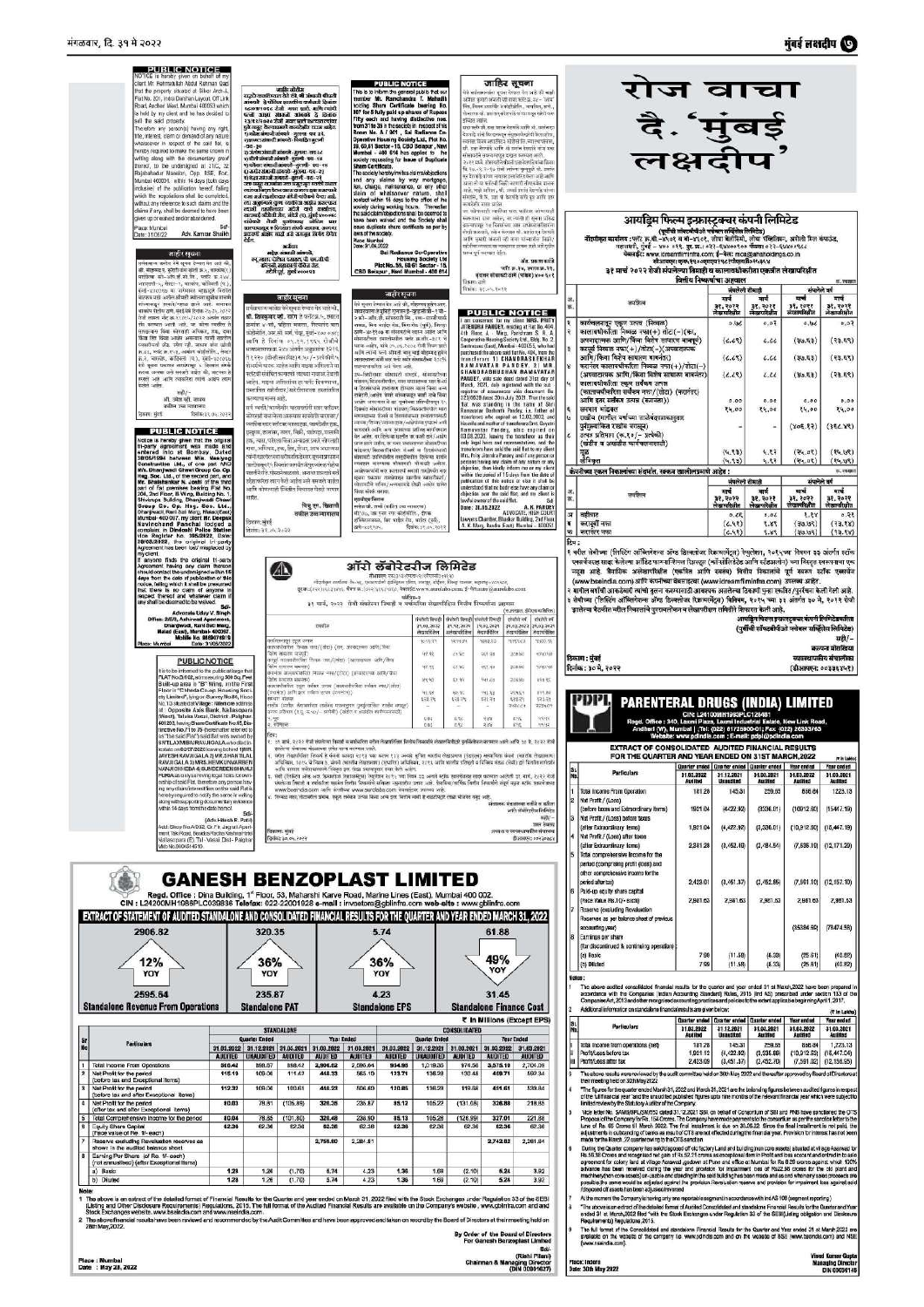## PUBLIC NOTICE

NOTICE is hereby given on behalf of my client Mr. Rahmatullah Abdul Rahman Gazi that the property situated at Silver Arch-A, Flat No. 201, Indra Darshan Layout, Off Link Road, Andheri West, Mumbai 400053 which is held by my client and he has decided to sell the said property.

Therefore any person(s) having any right, title, interest, claim or demand of any nature whatsoever in respect of the said flat, is hereby required to make the same known in writing along with the documentary proof thereof, to the undersigned at 21C, 32 Rajabahadur Mansion, Opp. BSE, Fort, Mumbai 400001, within 14 days (both days inclusive) of the publication hereof, failing which the negotiations shall be completed, without any reference to such claims and the claims if any, shall be deemed to have been given up or waived and/or abandoned.

Place: Mumbai
Date: 31/05/22

Sd/-
Adv. Kamlar Shaikh

## जाहीर सूचना

## PUBLIC NOTICE

This is to inform the general public that our member Mr. Ramchandra T. Mahadik holding Share Certificate bearing No. 007 for 5 fully paid up shares of Rupees Fifty each and having distinctive nos. from 31 to 35 in the records in respect of his Room No. A / 401, Sai Reliance Co-Operative Housing Society Ltd, Plot No. 59, 60, 61 Sector - 15, CBD Belapur, Navi Mumbai - 400 614 has applied to the society requesting for issue of Duplicate Share Certificate.

The society hereby invites claims/objections and any claims by way of mortgage, lien, charge, maintenance, or any other claim of whatsoever nature, shall contact within 15 days to the office of the society during working hours. Thereafter the said claim/objection shall be deemed to have been waived and the Society shall issue duplicate share certificate as per bye laws of the society.

Place: Navi Mumbai
Date: 31.05.2022

Sai Reliance Co-Operative Housing Society Ltd
Plot No. 59, 60, 61 Sector - 15, CBD Belapur, Navi Mumbai - 400 614

## जाहीर सूचना

## PUBLIC NOTICE

Notice is hereby given that the original tri-party Agreement was made and entered into at Bombay Dated 28/05/1994 between M/s. Navjivan Construction Ltd., of one part, M/s. Dhanjiwadi Ghee Group Co. Op. Hsg. Soc. Ltd., of the second part, and Mr. Shaikhahmad Mr. Jasim of the third part of flat premises bearing Flat No. 204, 2nd Floor, B Wing, Building No. 1, Shivanya Building, Dhanjiwadi Ghee Group Co. Op. Hsg. Soc. Ltd., Dhanjiwadi, Rani Sati Marg, Malad (East) Mumbai- 400 097. my client Mr. Deepak Navinchand Panchal lodged a complaint in Dindoshi Police Station vide Register No. 385/2022, Date 30/05/2022, the original tri-party Agreement has been lost/ misplaced by my client.

If anyone finds the original tri-party Agreement having any claim thereon should contact the undersigned within 15 days from the date of publication of this notice, failing which it shall be presumed that there is no claim of anyone in respect thereof and whatever claim if any shall be discarded to be waived.

Sd/-
Advocate Uday V. Singh
Office: 205/B, Ashirwad Apartment, Dhanjiwadi, Rani Sati Marg, Malad (East), Mumbai- 400097.
Mobile No: 9869074519

Place: Mumbai
Date: 31/05/2022

## PUBLIC NOTICE

It is to be informed to the public at large that FLAT No.D/102, admeasuring 309 Sq. Feet Built-up area in "D" Wing, in the First Floor in "Shiv Vinayak Co-op. Housing Society Limited", lying on Survey No. 46, Hissa No. 1 situated at Village: Nilemore, Nallasopara (West), Taluka Vasai, District: Palghar 401203, having Share Certificate No.15, Distinctive No. 71 to 75 (hereinafter referred to as "the said Flat") is said flat was owned by SMT. LAXMIBAI RAVJI GALA who died intestate on 06/07/2020 leaving behind 1) SHRI JAYESH RAVJI GALA 2) MR. SHANTILAL RAVJI GALA 3) MRS. HEMKUNVARBEN NANCHCHHEDA 4) SUNDERBEN SHINDE PUNJA as only legal heirs for the ownership of said Flat. Therefore any person having any claim/interest in the said Flat is hereby required to notify the same in writing along with supporting documentary evidence within 14 days from the date hereof.

Sd/-
(Adv. Hitesh R. Patil)
Add: Shop No.A/02, Gr. Fl. Jagruti Apartment, Tile Road, Besides Yadav Kishnad Hotel, Nallasopara (E), Tal- Vasai Dist- Palghar
Mob No. 9004914510

## जाहीर सूचना

## PUBLIC NOTICE

I am concerned for my client MRS. PRITY JITENDRA PANDEY, residing at Flat No. 404, 4th Floor A - Wing, Panchvati S.R.A. Co-operative Housing Society Ltd., Bldg No. 2, Santacruz (East), Mumbai - 400055, who had purchased the said flat from the transferors 1) CHANDRASHEKHAR RAMAVATAR PANDEY 2) MR. CHANDRABHUSHAN RAMAVATAR PANDEY, vide sale deed dated 31st day of March, 2021, duly registered with the sub register of assurances vide document No. 123/2020 dated 20th July 2021. The said flat was standing in the name of Shri Ramavatar Baldrath Pandey, i.e. father of transferors who expired on 12.02.2002, and his wife and mother of transferors Smt. Sayyam Ramavatar Pandey, also expired on 03.08.2020, leaving the transferors as their only legal heirs and representatives, and the transferors have sold the said flat to my client Mrs. Prity Jitendra Pandey and if any person or persons having any claim of what so ever nature, objection, then kindly inform me or my client within the period of 15 days from the date of publication of this notice or else it shall be understood that no body else have any claim or objection over the said flat, and my client is lawful owner of the said flat.

Date: 31.05.2022

A.K. PANDEY
ADVOCATE, HIGH COURT
Lawyers Chamber, Bandra Building, 2nd Floor, A.K. Marg, Bandra (East), Mumbai - 400051

# रोज वाचा दै. 'मुंबई लक्षदीप'

## आयडियल फिल्म इन्फ्रास्ट्रक्चर कंपनी लिमिटेड

### ३१ मार्च २०२२ रोजी संपलेल्या तिमाही व वर्षाकरिता लेखापरिक्षित एकत्रित वित्तीय निष्कर्षाचा अहवाल

| अ.क्र. | तपशील | संपलेली तिमाही | | संपलेले वर्ष | |
|---|---|---|---|---|---|
| | | ३१.०३.२०२२ लेखापरिक्षीत | ३१.०३.२०२१ लेखापरिक्षीत | ३१.०३.२०२२ लेखापरिक्षीत | ३१.०३.२०२१ लेखापरिक्षीत |
| १ | कार्यचलनातून एकूण उत्पन्न (निव्वळ) | ०.७८ | ०.०२ | ०.७८ | ०.०२ |
| २ | कालावधीकरिता निव्वळ नफा/(तोटा) (कर, अपवादात्मक आणि/किंवा विशेष साधारण बाबपूर्व) | (८.८९) | ८.८८ | (३७.९३) | (२३.११) |
| ३ | करपूर्व कालावधीकरिता निव्वळ नफा/(तोटा) (अपवादात्मक आणि/किंवा विशेष साधारण बाबनंतर) | (८.८९) | ८.८८ | (३७.९३) | (२३.११) |
| ४ | करानंतर कालावधीकरिता निव्वळ नफा/(तोटा) (अपवादात्मक आणि/किंवा विशेष साधारण बाबनंतर) | (८.८९) | ८.८८ | (३७.९३) | (२३.११) |
| ५ | कालावधीकरिता एकूण सर्वकष उत्पन्न | ०.०० | ०.०० | ०.०० | ०.०० |
| ६ | समभाग भांडवल | ३५,०० | ३५,०० | ३५,०० | ३५,०० |
| ७ | राखीव (पुनर्मूल्यांकित राखीव वगळून) | - | - | (४०६.९२) | (३६८.९९) |
| ८ | उत्पन्न प्रतिभाग (रू.१०/- प्रत्येकी) मूळ / सौमिकृत | (५.९३) | ६.१२ | (२५.०९) | (१५.४७) |

सही/-
व्यवस्थापकीय संचालक

ठिकाण: मुंबई
दिनांक: ३० मे, २०२२

## ऑरो लॅबोरेटरीज लिमिटेड

३१ मार्च, २०२२ रोजी संपलेल्या तिमाही व वर्षाकरिता लेखापरिक्षित वित्तीय निष्कर्षाचा अहवाल

## GANESH BENZOPLAST LIMITED

Regd. Office : Dina Building, 1st Floor, 53, Maharshi Karve Road, Marine Lines (East), Mumbai 400 002.
CIN : L24200MH1986PLC039836 Telefax: 022-22001928 e-mail : investors@gblinfra.com web-site : www.gbinfra.com

### EXTRACT OF STATEMENT OF AUDITED STANDALONE AND CONSOLIDATED FINANCIAL RESULTS FOR THE QUARTER AND YEAR ENDED MARCH 31, 2022

2906.82
12% YOY
2595.54
Standalone Revenue From Operations

320.35
36% YOY
235.87
Standalone PAT

5.74
36% YOY
4.23
Standalone EPS

61.88
49% YOY
31.45
Standalone Finance Cost

₹ In Millions (Except EPS)

| Sr No | Particulars | STANDALONE | | | | | CONSOLIDATED | | | | |
|---|---|---|---|---|---|---|---|---|---|---|---|
| | | Quarter Ended | | | Year Ended | | Quarter Ended | | | Year Ended | |
| | | 31.03.2022 AUDITED | 31.12.2021 UNAUDITED | 31.03.2021 AUDITED | 31.03.2022 AUDITED | 31.03.2021 AUDITED | 31.03.2022 AUDITED | 31.12.2021 UNAUDITED | 31.03.2021 AUDITED | 31.03.2022 AUDITED | 31.03.2021 AUDITED |
| 1 | Total Income From Operations | 860.42 | 895.57 | 888.42 | 2,906.82 | 2,595.54 | 934.95 | 1,019.35 | 974.56 | 3,378.19 | 2,704.09 |
| 2 | Net Profit for the period (before tax and Exceptional items) | 115.19 | 109.36 | 111.43 | 446.33 | 565.10 | 133.71 | 136.29 | 130.49 | 499.71 | 592.34 |
| 3 | Net Profit for the period before tax (after Exceptional items) | 112.20 | 109.36 | 180.61 | 446.33 | 526.60 | 130.65 | 136.29 | 116.55 | 454.61 | 539.84 |
| 4 | Net Profit for the period (after tax and Exceptional items) | 80.83 | 78.81 | (105.39) | 320.35 | 235.87 | 85.12 | 105.22 | (131.05) | 326.89 | 218.65 |
| 5 | Total Comprehensive Income for the period | 80.04 | 78.85 | (101.80) | 326.48 | 236.80 | 85.13 | 105.28 | (126.99) | 327.01 | 221.88 |
| 6 | Equity Share Capital (Face value of Re. 1/- each) | 62.36 | 62.36 | 62.36 | 62.36 | 62.36 | 62.36 | 62.36 | 62.36 | 62.36 | 62.36 |
| 7 | Reserve excluding Revaluation reserves as shown in the audited balance sheet | | | | 2,756.60 | 2,381.61 | | | | 2,742.82 | 2,361.84 |
| 8 | Earning Per Share (of Re. 1/- each) (not annualised) (after Exceptional Items) | | | | | | | | | | |
| | a) Basic | 1.29 | 1.26 | (1.70) | 5.74 | 4.23 | 1.36 | 1.69 | (2.10) | 5.24 | 3.92 |
| | b) Diluted | 1.29 | 1.26 | (1.70) | 5.74 | 4.23 | 1.36 | 1.69 | (2.10) | 5.24 | 3.92 |

Note:

1. The above is an extract of the detailed format of Financial Results for the Quarter and year ended on March 31, 2022 filed with the Stock Exchanges under Regulation 33 of the SEBI (Listing and Other Disclosure Requirements) Regulations, 2015. The full format of the Audited Financial Results are available on the Company's website, www.gblinfra.com and and Stock Exchanges website, www.bseindia.com and www.nseindia.com.
2. The above financial results have been reviewed and recommended by the Audit Committee and have been approved and taken on record by the Board of Directors at their meeting held on 28th May, 2022.

By Order of the Board of Directors
For Ganesh Benzoplast Limited
Sd/-
(Rishi Pilani)
Chairman & Managing Director
(DIN 00001627)

Place : Mumbai
Date : May 28, 2022

## PARENTERAL DRUGS (INDIA) LIMITED

CIN: L24200MH1983PLC126481
Regd. Office : 340, Laxmi Plaza, Laxmi Industrial Estate, New Link Road, Andheri (W), Mumbai | Tel.: (022) 67236800-01; Fax: (022) 26303163
Website: www.pdindia.com ; E-mail: pdpl@pdindia.com

### EXTRACT OF CONSOLIDATED AUDITED FINANCIAL RESULTS FOR THE QUARTER AND YEAR ENDED ON 31ST MARCH, 2022

(₹ in Lakhs)

| Sr. No. | Particulars | Quarter ended 31.03.2022 Audited | Quarter ended 31.12.2021 Unaudited | Quarter ended 31.03.2021 Audited | Year ended 31.03.2022 Audited | Year ended 31.03.2021 Audited |
|---|---|---|---|---|---|---|
| 1 | Total Income From Operation | 181.26 | 145.51 | 259.65 | 896.64 | 1225.13 |
| 2 | Net Profit / (Loss) (before tax and Extraordinary items) | 1921.04 | (4422.92) | (8336.01) | (10912.60) | (15447.19) |
| 3 | Net Profit / (Loss) before tax (after Extraordinary items) | 1,921.04 | (4,422.92) | (8,336.01) | (10,912.60) | (15,447.19) |
| 4 | Net Profit / (Loss) after tax (after Extraordinary items) | 2,281.28 | (3,452.40) | (2,484.54) | (7,638.10) | (12,171.29) |
| 5 | Total Comprehensive Income for the period (comprising profit (loss) and other comprehensive income for the period after tax) | 2,423.01 | (3,451.37) | (2,452.85) | (7,561.10) | (12,157.10) |
| 6 | Paid-up equity share capital (Face Value Rs.10/- each) | 2,981.63 | 2,981.63 | 2,981.63 | 2,981.63 | 2,981.63 |
| 7 | Reserve (excluding Revaluation Reserves as per balance sheet of previous accounting year) | | | | (35386.59) | (78474.95) |
| 8 | Earnings per share (for discontinued & continuing operation) | | | | | |
| | (a) Basic | 7.96 | (11.58) | (8.33) | (25.61) | (40.82) |
| | (b) Diluted | 7.96 | (11.58) | (8.33) | (25.61) | (40.82) |

Notes:

1. The above audited consolidated financial results for the quarter and year ended 31st March, 2022 have been prepared in accordance with the Companies (Indian Accounting Standard) Rules, 2015 (Ind AS) prescribed under section 133 of the Companies Act, 2013 and other recognised accounting practices and policies to the extent applicable beginning April 1, 2017.
2. Additional information on standalone financial results is as given below:

(₹ in Lakhs)

| Sr. No. | Particulars | Quarter ended 31.03.2022 Audited | Quarter ended 31.12.2021 Unaudited | Quarter ended 31.03.2021 Audited | Year ended 31.03.2022 Audited | Year ended 31.03.2021 Audited |
|---|---|---|---|---|---|---|
| (a) | Total Income from operations (net) | 181.26 | 145.51 | 259.65 | 896.64 | 1,225.13 |
| (b) | Profit/Loss before tax | 1,921.04 | (4,422.92) | (8,336.01) | (10,912.60) | (15,447.19) |
| (c) | Profit/Loss after tax | 2,423.01 | (3,451.37) | (2,452.85) | (7,561.10) | (12,156.93) |

3. The above results were reviewed by the audit committee and taken on record at its meeting held on 30th May 2022 and thereafter approved by Board of Directors at their meeting held on 30th May 2022.
4. The figures for the quarter ended March 31, 2022 and March 31, 2021 are the balancing figures between audited figures in respect of the full financial year and the unaudited published figures upto nine months of the relevant financial year which were subjected to limited review by the Statutory Auditor of the Company.
5. Vide letter No. SAMB/BFL/SKO/53 dated 31.12.2021 SBI on behalf of Consortium of SBI and PNB have sanctioned the OTS Proposal of the company for Rs. 152 Crores. The Company has made payment to the consortium as per the sanction letter. The final settlement is due on 30.06.22. Since the final settlement is not paid, the adjustments in outstanding of banks as result of OTS are not effected during the financial year. Provision for interest has not been made for the March 22 quarter owing to the OTS sanction.
6. During the Quarter company has sold/disposed off of factory land and building (non core assets) situated at village Asarwad for Rs.55.36 Crores and recognised net gain of Rs.52.21 crores as exceptional item in Profit and loss account and entered into sale agreement for colony land at village Asarwad gadwar at Pune and office at Mumbai for Rs.8.26 crores against which 100% advance has been received during the year and provision for impairment loss of Rs22.96 crores for the old plant and machinery (non core assets) un-usable and standing in the said building has been made and assets whose sale process are pending as the same would be adjusted against the provision Revaluation reserve and provision for impairment loss against sold /disposed off assets has been adjusted/reversed.
7. At the moment the Company is having only one reportable segment in accordance with Ind AS 108 (segment reporting).
8. The above is an extract of the detailed format of Audited Consolidated and standalone Financial Results for the Quarter and Year ended 31 st March, 2022 filed with the Stock Exchanges under Regulation 33 of the SEBI (Listing and Other Disclosure Requirements) Regulations, 2015.
9. The full format of the Consolidated and standalone Financial Results for the Quarter and Year ended 31 st March 2022 are available on the website of the company i.e. www.pdindia.com and on the website of BSE (www.bseindia.com) and NSE (www.nseindia.com).

Vinod Kumar Gupta
Managing Director
DIN 00038146

Place: Indore
Date: 30th May 2022